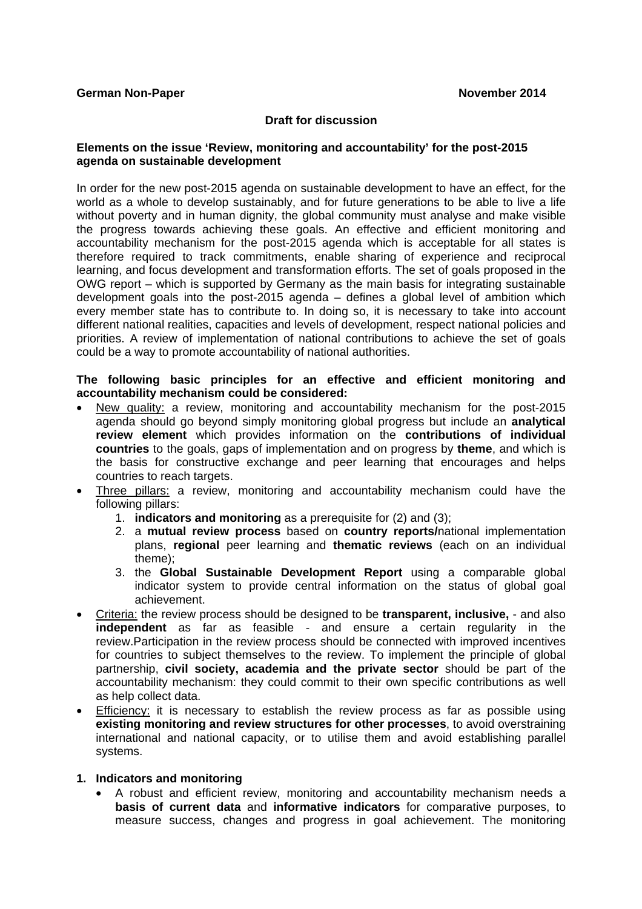**German Non-Paper** **November 2014**

**Draft for discussion**

**Elements on the issue 'Review, monitoring and accountability' for the post-2015 agenda on sustainable development**

In order for the new post-2015 agenda on sustainable development to have an effect, for the world as a whole to develop sustainably, and for future generations to be able to live a life without poverty and in human dignity, the global community must analyse and make visible the progress towards achieving these goals. An effective and efficient monitoring and accountability mechanism for the post-2015 agenda which is acceptable for all states is therefore required to track commitments, enable sharing of experience and reciprocal learning, and focus development and transformation efforts. The set of goals proposed in the OWG report – which is supported by Germany as the main basis for integrating sustainable development goals into the post-2015 agenda – defines a global level of ambition which every member state has to contribute to. In doing so, it is necessary to take into account different national realities, capacities and levels of development, respect national policies and priorities. A review of implementation of national contributions to achieve the set of goals could be a way to promote accountability of national authorities.

**The following basic principles for an effective and efficient monitoring and accountability mechanism could be considered:**

- New quality: a review, monitoring and accountability mechanism for the post-2015 agenda should go beyond simply monitoring global progress but include an **analytical review element** which provides information on the **contributions of individual countries** to the goals, gaps of implementation and on progress by **theme**, and which is the basis for constructive exchange and peer learning that encourages and helps countries to reach targets.
- Three pillars: a review, monitoring and accountability mechanism could have the following pillars:
  1. **indicators and monitoring** as a prerequisite for (2) and (3);
  2. a **mutual review process** based on **country reports/**national implementation plans, **regional** peer learning and **thematic reviews** (each on an individual theme);
  3. the **Global Sustainable Development Report** using a comparable global indicator system to provide central information on the status of global goal achievement.
- Criteria: the review process should be designed to be **transparent, inclusive,** - and also **independent** as far as feasible - and ensure a certain regularity in the review.Participation in the review process should be connected with improved incentives for countries to subject themselves to the review. To implement the principle of global partnership, **civil society, academia and the private sector** should be part of the accountability mechanism: they could commit to their own specific contributions as well as help collect data.
- Efficiency: it is necessary to establish the review process as far as possible using **existing monitoring and review structures for other processes**, to avoid overstraining international and national capacity, or to utilise them and avoid establishing parallel systems.

**1. Indicators and monitoring**

- A robust and efficient review, monitoring and accountability mechanism needs a **basis of current data** and **informative indicators** for comparative purposes, to measure success, changes and progress in goal achievement. The monitoring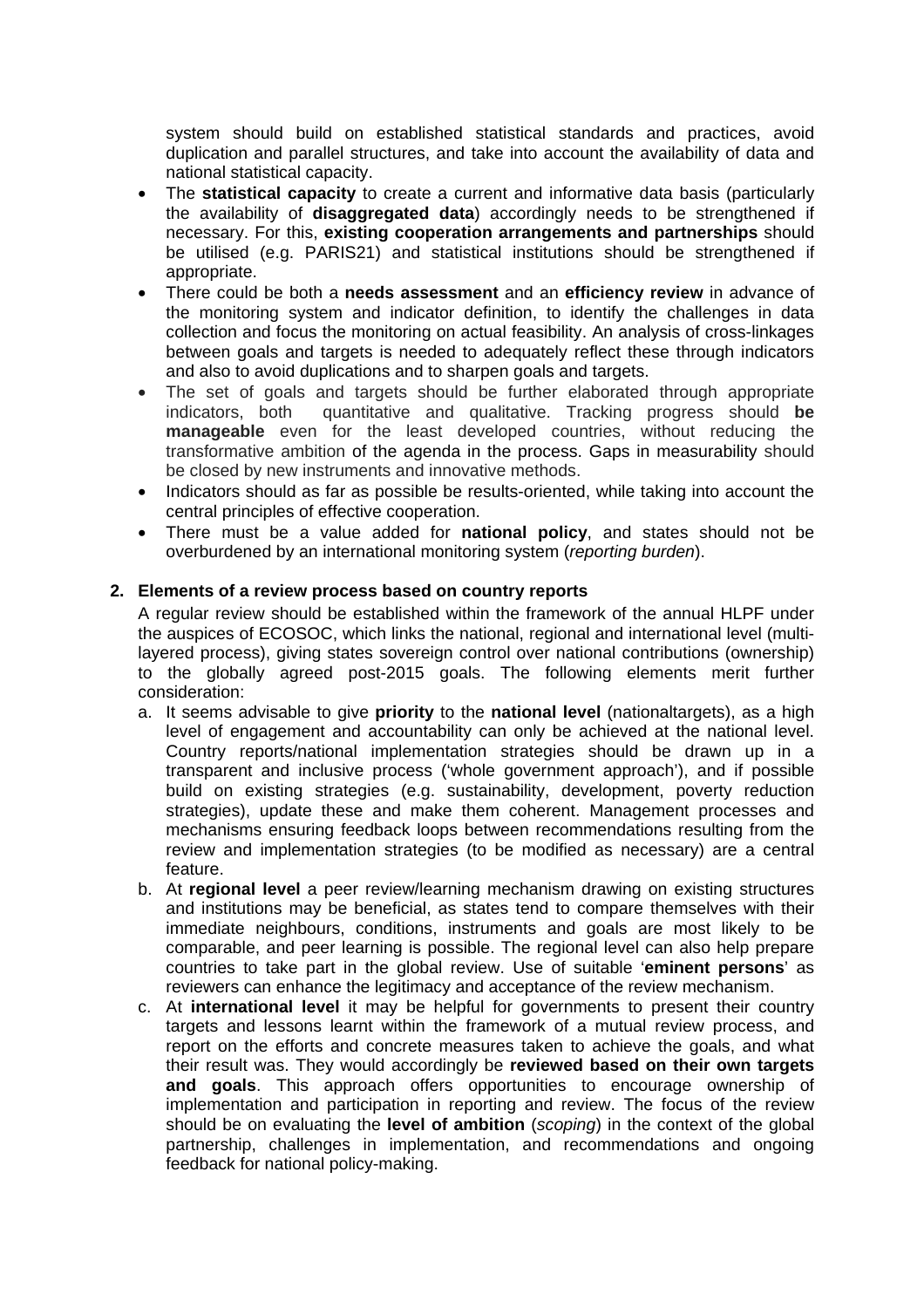system should build on established statistical standards and practices, avoid duplication and parallel structures, and take into account the availability of data and national statistical capacity.

- The **statistical capacity** to create a current and informative data basis (particularly the availability of **disaggregated data**) accordingly needs to be strengthened if necessary. For this, **existing cooperation arrangements and partnerships** should be utilised (e.g. PARIS21) and statistical institutions should be strengthened if appropriate.
- There could be both a **needs assessment** and an **efficiency review** in advance of the monitoring system and indicator definition, to identify the challenges in data collection and focus the monitoring on actual feasibility. An analysis of cross-linkages between goals and targets is needed to adequately reflect these through indicators and also to avoid duplications and to sharpen goals and targets.
- The set of goals and targets should be further elaborated through appropriate indicators, both quantitative and qualitative. Tracking progress should **be manageable** even for the least developed countries, without reducing the transformative ambition of the agenda in the process. Gaps in measurability should be closed by new instruments and innovative methods.
- Indicators should as far as possible be results-oriented, while taking into account the central principles of effective cooperation.
- There must be a value added for **national policy**, and states should not be overburdened by an international monitoring system (*reporting burden*).

## 2. Elements of a review process based on country reports

A regular review should be established within the framework of the annual HLPF under the auspices of ECOSOC, which links the national, regional and international level (multi-layered process), giving states sovereign control over national contributions (ownership) to the globally agreed post-2015 goals. The following elements merit further consideration:

a. It seems advisable to give **priority** to the **national level** (nationaltargets), as a high level of engagement and accountability can only be achieved at the national level. Country reports/national implementation strategies should be drawn up in a transparent and inclusive process ('whole government approach'), and if possible build on existing strategies (e.g. sustainability, development, poverty reduction strategies), update these and make them coherent. Management processes and mechanisms ensuring feedback loops between recommendations resulting from the review and implementation strategies (to be modified as necessary) are a central feature.

b. At **regional level** a peer review/learning mechanism drawing on existing structures and institutions may be beneficial, as states tend to compare themselves with their immediate neighbours, conditions, instruments and goals are most likely to be comparable, and peer learning is possible. The regional level can also help prepare countries to take part in the global review. Use of suitable '**eminent persons**' as reviewers can enhance the legitimacy and acceptance of the review mechanism.

c. At **international level** it may be helpful for governments to present their country targets and lessons learnt within the framework of a mutual review process, and report on the efforts and concrete measures taken to achieve the goals, and what their result was. They would accordingly be **reviewed based on their own targets and goals**. This approach offers opportunities to encourage ownership of implementation and participation in reporting and review. The focus of the review should be on evaluating the **level of ambition** (*scoping*) in the context of the global partnership, challenges in implementation, and recommendations and ongoing feedback for national policy-making.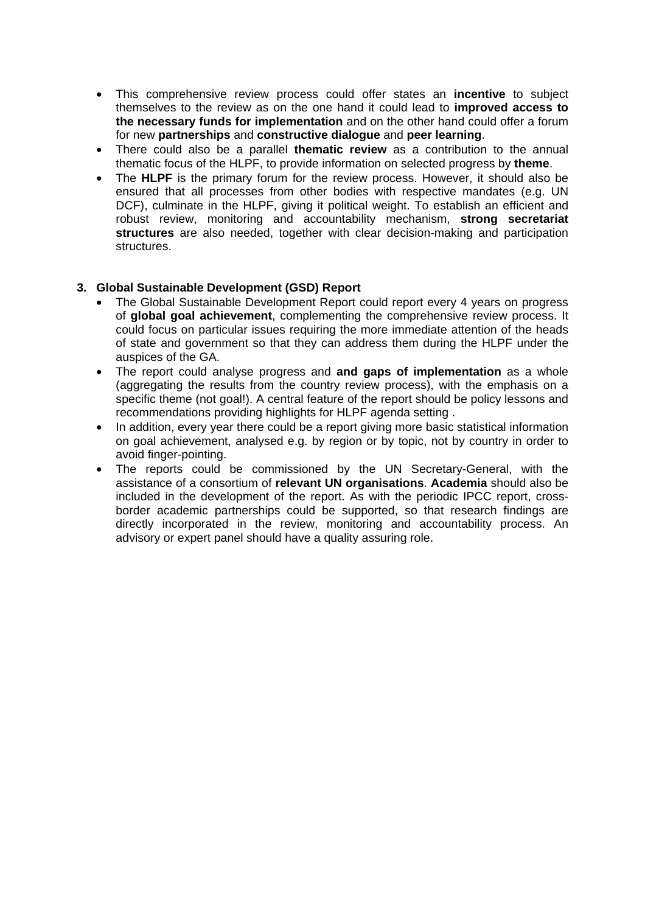- This comprehensive review process could offer states an **incentive** to subject themselves to the review as on the one hand it could lead to **improved access to the necessary funds for implementation** and on the other hand could offer a forum for new **partnerships** and **constructive dialogue** and **peer learning**.
- There could also be a parallel **thematic review** as a contribution to the annual thematic focus of the HLPF, to provide information on selected progress by **theme**.
- The **HLPF** is the primary forum for the review process. However, it should also be ensured that all processes from other bodies with respective mandates (e.g. UN DCF), culminate in the HLPF, giving it political weight. To establish an efficient and robust review, monitoring and accountability mechanism, **strong secretariat structures** are also needed, together with clear decision-making and participation structures.

**3. Global Sustainable Development (GSD) Report**

- The Global Sustainable Development Report could report every 4 years on progress of **global goal achievement**, complementing the comprehensive review process. It could focus on particular issues requiring the more immediate attention of the heads of state and government so that they can address them during the HLPF under the auspices of the GA.
- The report could analyse progress and **and gaps of implementation** as a whole (aggregating the results from the country review process), with the emphasis on a specific theme (not goal!). A central feature of the report should be policy lessons and recommendations providing highlights for HLPF agenda setting .
- In addition, every year there could be a report giving more basic statistical information on goal achievement, analysed e.g. by region or by topic, not by country in order to avoid finger-pointing.
- The reports could be commissioned by the UN Secretary-General, with the assistance of a consortium of **relevant UN organisations**. **Academia** should also be included in the development of the report. As with the periodic IPCC report, cross-border academic partnerships could be supported, so that research findings are directly incorporated in the review, monitoring and accountability process. An advisory or expert panel should have a quality assuring role.